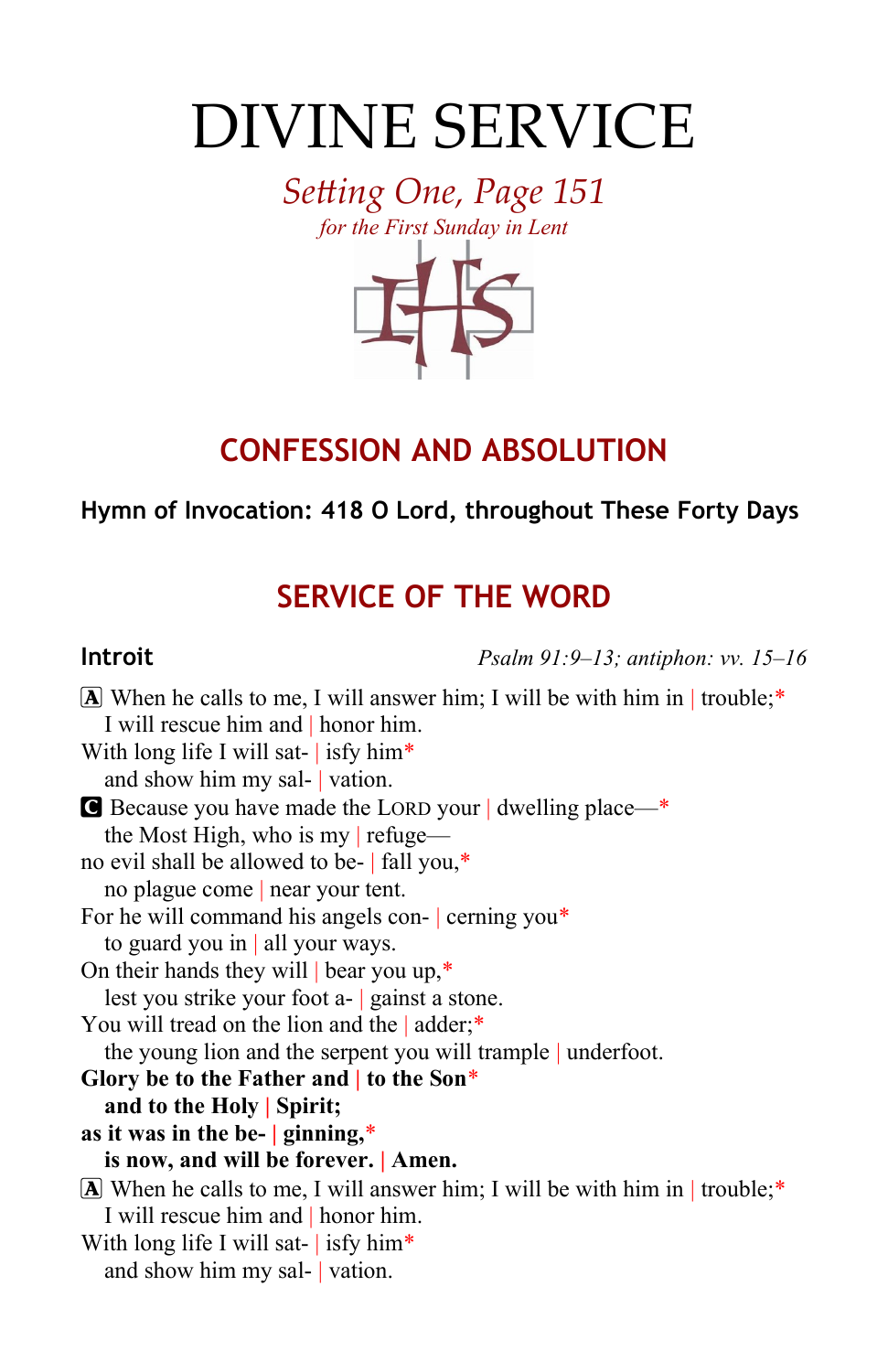# DIVINE SERVICE

*Setting One, Page 151*
*for the First Sunday in Lent*

## CONFESSION AND ABSOLUTION

**Hymn of Invocation: 418 O Lord, throughout These Forty Days**

## SERVICE OF THE WORD

**Introit** *Psalm 91:9–13; antiphon: vv. 15–16*

A When he calls to me, I will answer him; I will be with him in | trouble;*
  I will rescue him and | honor him.
With long life I will sat- | isfy him*
  and show him my sal- | vation.
C Because you have made the LORD your | dwelling place—*
  the Most High, who is my | refuge—
no evil shall be allowed to be- | fall you,*
  no plague come | near your tent.
For he will command his angels con- | cerning you*
  to guard you in | all your ways.
On their hands they will | bear you up,*
  lest you strike your foot a- | gainst a stone.
You will tread on the lion and the | adder;*
  the young lion and the serpent you will trample | underfoot.
**Glory be to the Father and | to the Son***
  **and to the Holy | Spirit;**
**as it was in the be- | ginning,***
  **is now, and will be forever. | Amen.**
A When he calls to me, I will answer him; I will be with him in | trouble;*
  I will rescue him and | honor him.
With long life I will sat- | isfy him*
  and show him my sal- | vation.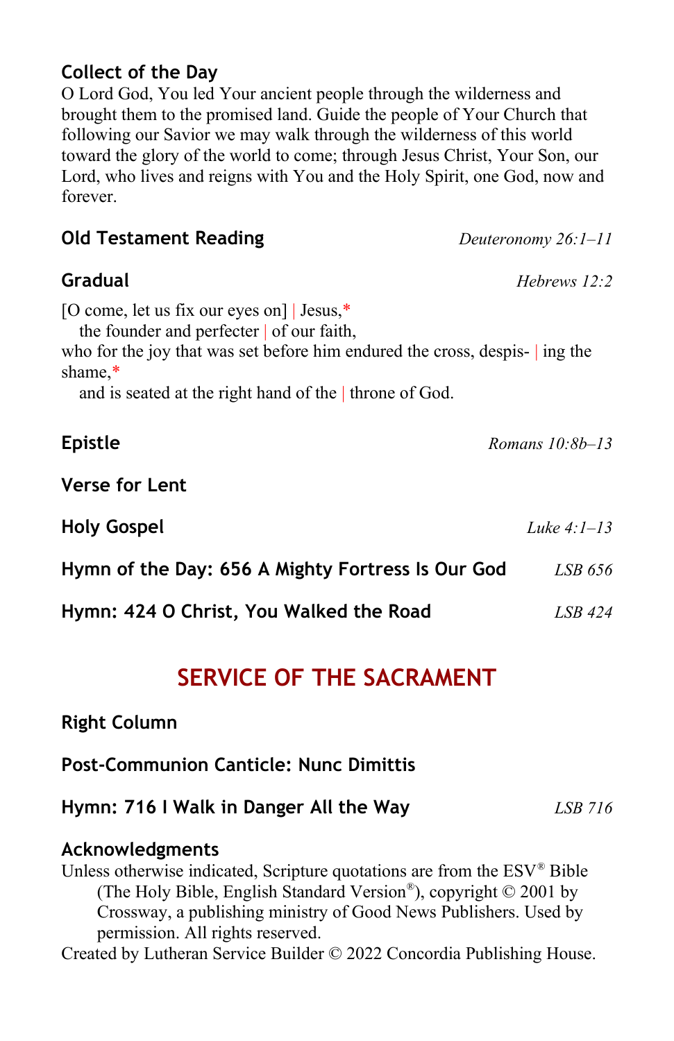## Collect of the Day

O Lord God, You led Your ancient people through the wilderness and brought them to the promised land. Guide the people of Your Church that following our Savior we may walk through the wilderness of this world toward the glory of the world to come; through Jesus Christ, Your Son, our Lord, who lives and reigns with You and the Holy Spirit, one God, now and forever.

## Old Testament Reading *Deuteronomy 26:1–11*

## Gradual *Hebrews 12:2*

[O come, let us fix our eyes on] | Jesus,*
  the founder and perfecter | of our faith,
who for the joy that was set before him endured the cross, despis- | ing the shame,*
  and is seated at the right hand of the | throne of God.

## Epistle *Romans 10:8b–13*

## Verse for Lent

## Holy Gospel *Luke 4:1–13*

## Hymn of the Day: 656 A Mighty Fortress Is Our God *LSB 656*

## Hymn: 424 O Christ, You Walked the Road *LSB 424*

# SERVICE OF THE SACRAMENT

## Right Column

## Post-Communion Canticle: Nunc Dimittis

## Hymn: 716 I Walk in Danger All the Way *LSB 716*

## Acknowledgments

Unless otherwise indicated, Scripture quotations are from the ESV® Bible (The Holy Bible, English Standard Version®), copyright © 2001 by Crossway, a publishing ministry of Good News Publishers. Used by permission. All rights reserved.

Created by Lutheran Service Builder © 2022 Concordia Publishing House.